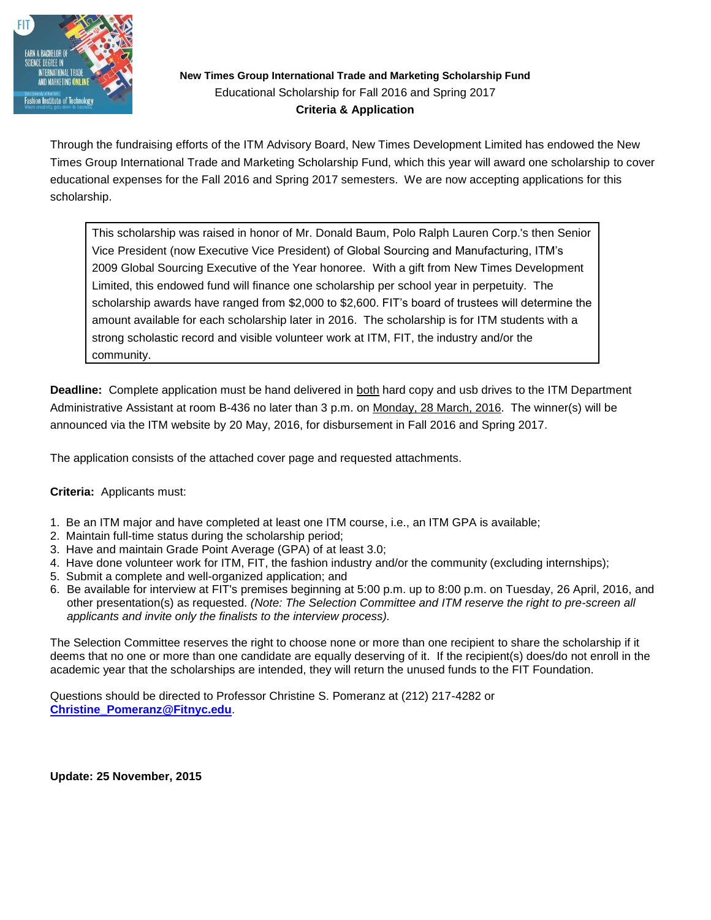**New Times Group International Trade and Marketing Scholarship Fund**
Educational Scholarship for Fall 2016 and Spring 2017
**Criteria & Application**

Through the fundraising efforts of the ITM Advisory Board, New Times Development Limited has endowed the New Times Group International Trade and Marketing Scholarship Fund, which this year will award one scholarship to cover educational expenses for the Fall 2016 and Spring 2017 semesters. We are now accepting applications for this scholarship.

> This scholarship was raised in honor of Mr. Donald Baum, Polo Ralph Lauren Corp.'s then Senior Vice President (now Executive Vice President) of Global Sourcing and Manufacturing, ITM's 2009 Global Sourcing Executive of the Year honoree. With a gift from New Times Development Limited, this endowed fund will finance one scholarship per school year in perpetuity. The scholarship awards have ranged from $2,000 to $2,600. FIT's board of trustees will determine the amount available for each scholarship later in 2016. The scholarship is for ITM students with a strong scholastic record and visible volunteer work at ITM, FIT, the industry and/or the community.

**Deadline:** Complete application must be hand delivered in both hard copy and usb drives to the ITM Department Administrative Assistant at room B-436 no later than 3 p.m. on Monday, 28 March, 2016. The winner(s) will be announced via the ITM website by 20 May, 2016, for disbursement in Fall 2016 and Spring 2017.

The application consists of the attached cover page and requested attachments.

**Criteria:** Applicants must:

1. Be an ITM major and have completed at least one ITM course, i.e., an ITM GPA is available;
2. Maintain full-time status during the scholarship period;
3. Have and maintain Grade Point Average (GPA) of at least 3.0;
4. Have done volunteer work for ITM, FIT, the fashion industry and/or the community (excluding internships);
5. Submit a complete and well-organized application; and
6. Be available for interview at FIT's premises beginning at 5:00 p.m. up to 8:00 p.m. on Tuesday, 26 April, 2016, and other presentation(s) as requested. *(Note: The Selection Committee and ITM reserve the right to pre-screen all applicants and invite only the finalists to the interview process).*

The Selection Committee reserves the right to choose none or more than one recipient to share the scholarship if it deems that no one or more than one candidate are equally deserving of it. If the recipient(s) does/do not enroll in the academic year that the scholarships are intended, they will return the unused funds to the FIT Foundation.

Questions should be directed to Professor Christine S. Pomeranz at (212) 217-4282 or **Christine_Pomeranz@Fitnyc.edu**.

**Update: 25 November, 2015**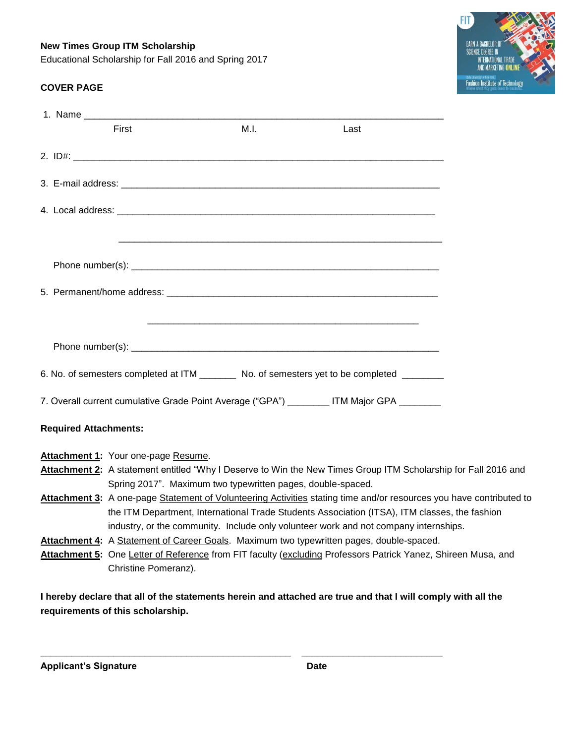**New Times Group ITM Scholarship**
Educational Scholarship for Fall 2016 and Spring 2017

**COVER PAGE**

1. Name ________________________________________________________________
   First M.I. Last

2. ID#: ________________________________________________________________

3. E-mail address: ________________________________________________________

4. Local address: _________________________________________________________

   _________________________________________________________

   Phone number(s): _________________________________________________________

5. Permanent/home address: _________________________________________________

   _________________________________________________

   Phone number(s): _________________________________________________________

6. No. of semesters completed at ITM _______ No. of semesters yet to be completed ________

7. Overall current cumulative Grade Point Average ("GPA") ________ ITM Major GPA ________

**Required Attachments:**

**Attachment 1:** Your one-page Resume.
**Attachment 2:** A statement entitled "Why I Deserve to Win the New Times Group ITM Scholarship for Fall 2016 and Spring 2017". Maximum two typewritten pages, double-spaced.
**Attachment 3:** A one-page Statement of Volunteering Activities stating time and/or resources you have contributed to the ITM Department, International Trade Students Association (ITSA), ITM classes, the fashion industry, or the community. Include only volunteer work and not company internships.
**Attachment 4:** A Statement of Career Goals. Maximum two typewritten pages, double-spaced.
**Attachment 5:** One Letter of Reference from FIT faculty (excluding Professors Patrick Yanez, Shireen Musa, and Christine Pomeranz).

**I hereby declare that all of the statements herein and attached are true and that I will comply with all the requirements of this scholarship.**

_______________________________________________ ___________________________
**Applicant's Signature** **Date**